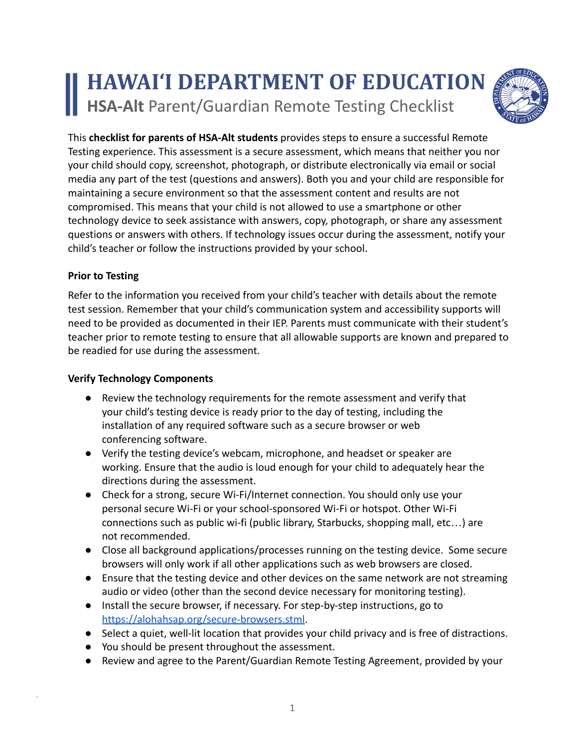# HAWAIʻI DEPARTMENT OF EDUCATION

## HSA-Alt Parent/Guardian Remote Testing Checklist

This **checklist for parents of HSA-Alt students** provides steps to ensure a successful Remote Testing experience. This assessment is a secure assessment, which means that neither you nor your child should copy, screenshot, photograph, or distribute electronically via email or social media any part of the test (questions and answers). Both you and your child are responsible for maintaining a secure environment so that the assessment content and results are not compromised. This means that your child is not allowed to use a smartphone or other technology device to seek assistance with answers, copy, photograph, or share any assessment questions or answers with others. If technology issues occur during the assessment, notify your child's teacher or follow the instructions provided by your school.

**Prior to Testing**

Refer to the information you received from your child's teacher with details about the remote test session. Remember that your child's communication system and accessibility supports will need to be provided as documented in their IEP. Parents must communicate with their student's teacher prior to remote testing to ensure that all allowable supports are known and prepared to be readied for use during the assessment.

**Verify Technology Components**

- Review the technology requirements for the remote assessment and verify that your child's testing device is ready prior to the day of testing, including the installation of any required software such as a secure browser or web conferencing software.
- Verify the testing device's webcam, microphone, and headset or speaker are working. Ensure that the audio is loud enough for your child to adequately hear the directions during the assessment.
- Check for a strong, secure Wi-Fi/Internet connection. You should only use your personal secure Wi-Fi or your school-sponsored Wi-Fi or hotspot. Other Wi-Fi connections such as public wi-fi (public library, Starbucks, shopping mall, etc…) are not recommended.
- Close all background applications/processes running on the testing device. Some secure browsers will only work if all other applications such as web browsers are closed.
- Ensure that the testing device and other devices on the same network are not streaming audio or video (other than the second device necessary for monitoring testing).
- Install the secure browser, if necessary. For step-by-step instructions, go to https://alohahsap.org/secure-browsers.stml.
- Select a quiet, well-lit location that provides your child privacy and is free of distractions.
- You should be present throughout the assessment.
- Review and agree to the Parent/Guardian Remote Testing Agreement, provided by your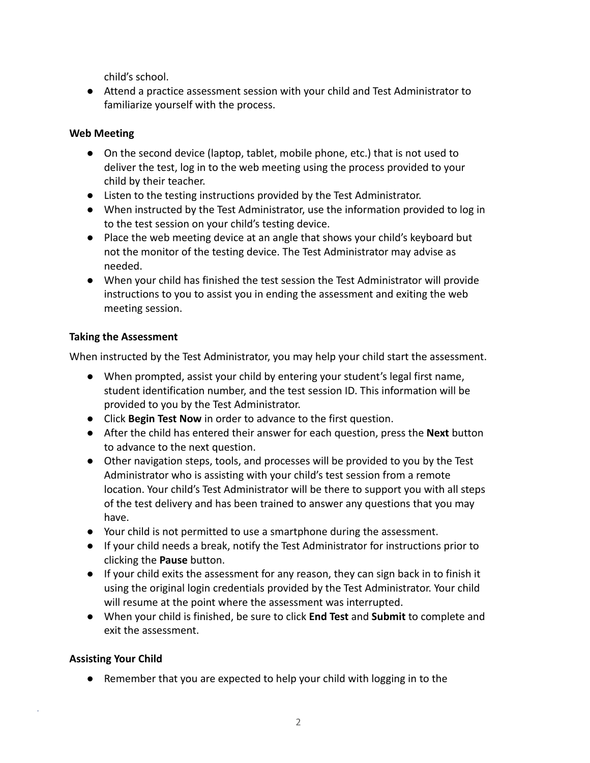child's school.

- Attend a practice assessment session with your child and Test Administrator to familiarize yourself with the process.

**Web Meeting**

- On the second device (laptop, tablet, mobile phone, etc.) that is not used to deliver the test, log in to the web meeting using the process provided to your child by their teacher.
- Listen to the testing instructions provided by the Test Administrator.
- When instructed by the Test Administrator, use the information provided to log in to the test session on your child's testing device.
- Place the web meeting device at an angle that shows your child's keyboard but not the monitor of the testing device. The Test Administrator may advise as needed.
- When your child has finished the test session the Test Administrator will provide instructions to you to assist you in ending the assessment and exiting the web meeting session.

**Taking the Assessment**

When instructed by the Test Administrator, you may help your child start the assessment.

- When prompted, assist your child by entering your student's legal first name, student identification number, and the test session ID. This information will be provided to you by the Test Administrator.
- Click **Begin Test Now** in order to advance to the first question.
- After the child has entered their answer for each question, press the **Next** button to advance to the next question.
- Other navigation steps, tools, and processes will be provided to you by the Test Administrator who is assisting with your child's test session from a remote location. Your child's Test Administrator will be there to support you with all steps of the test delivery and has been trained to answer any questions that you may have.
- Your child is not permitted to use a smartphone during the assessment.
- If your child needs a break, notify the Test Administrator for instructions prior to clicking the **Pause** button.
- If your child exits the assessment for any reason, they can sign back in to finish it using the original login credentials provided by the Test Administrator. Your child will resume at the point where the assessment was interrupted.
- When your child is finished, be sure to click **End Test** and **Submit** to complete and exit the assessment.

**Assisting Your Child**

- Remember that you are expected to help your child with logging in to the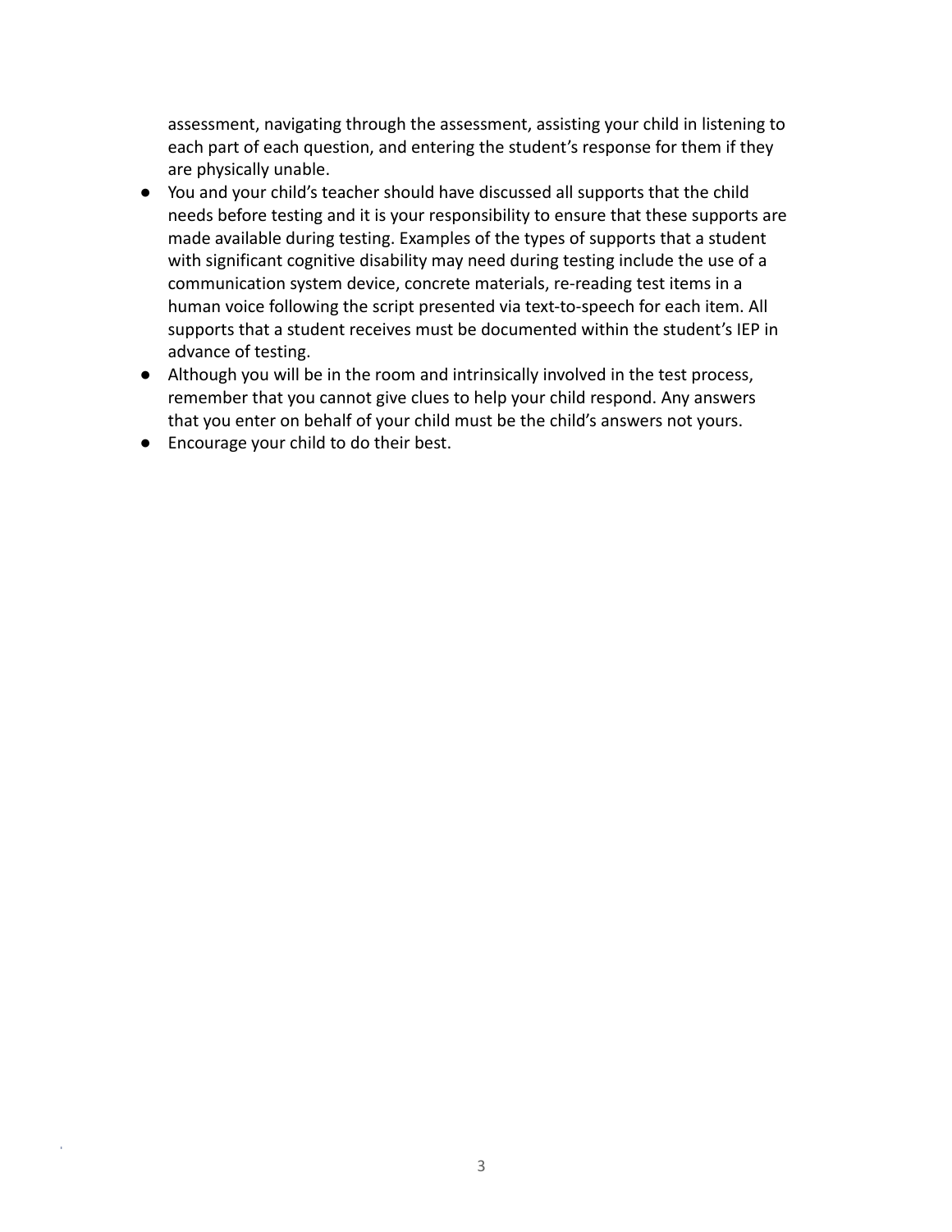assessment, navigating through the assessment, assisting your child in listening to each part of each question, and entering the student's response for them if they are physically unable.

- You and your child's teacher should have discussed all supports that the child needs before testing and it is your responsibility to ensure that these supports are made available during testing. Examples of the types of supports that a student with significant cognitive disability may need during testing include the use of a communication system device, concrete materials, re-reading test items in a human voice following the script presented via text-to-speech for each item. All supports that a student receives must be documented within the student's IEP in advance of testing.
- Although you will be in the room and intrinsically involved in the test process, remember that you cannot give clues to help your child respond. Any answers that you enter on behalf of your child must be the child's answers not yours.
- Encourage your child to do their best.